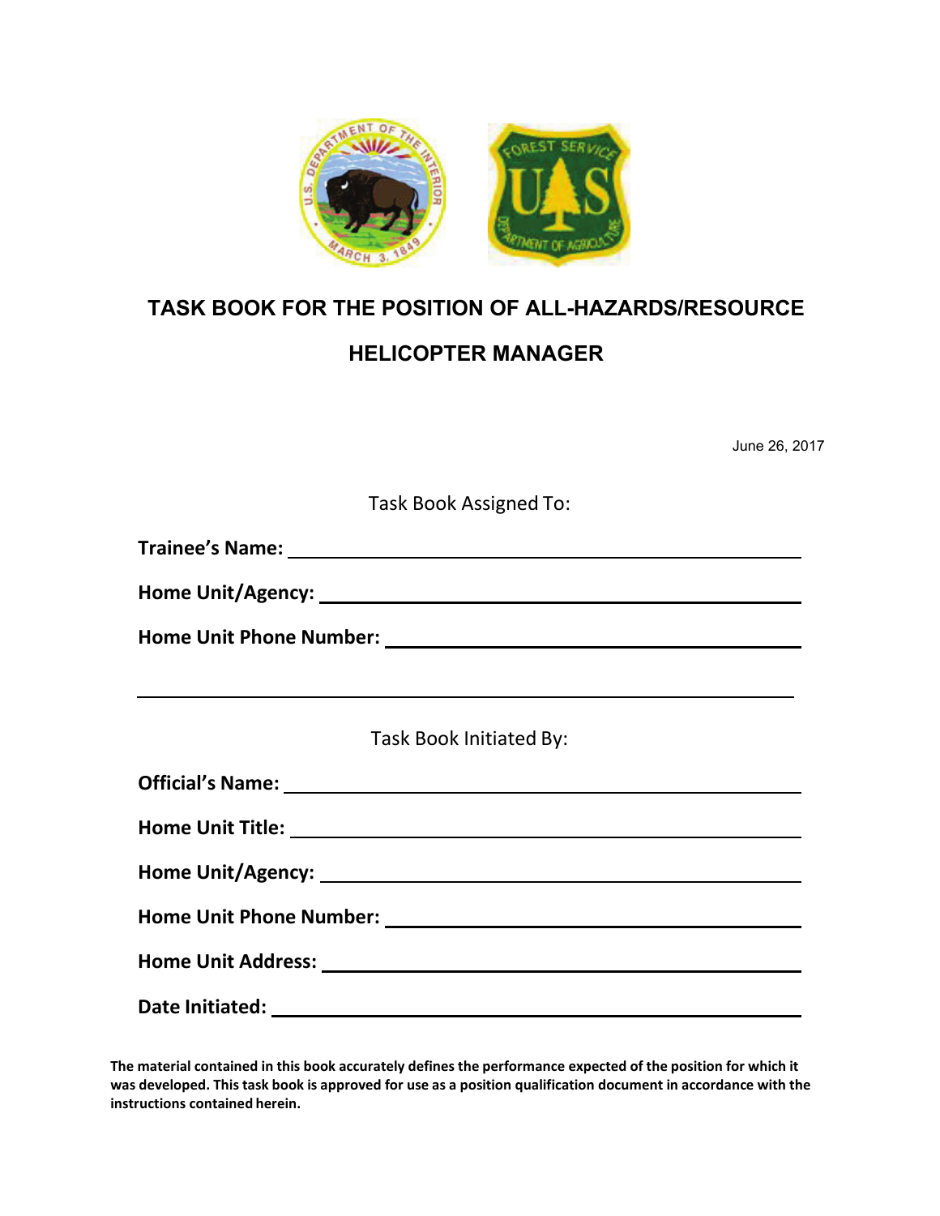# TASK BOOK FOR THE POSITION OF ALL-HAZARDS/RESOURCE HELICOPTER MANAGER

June 26, 2017

Task Book Assigned To:

**Trainee's Name:** ______________________________

**Home Unit/Agency:** ______________________________

**Home Unit Phone Number:** ______________________________

---

Task Book Initiated By:

**Official's Name:** ______________________________

**Home Unit Title:** ______________________________

**Home Unit/Agency:** ______________________________

**Home Unit Phone Number:** ______________________________

**Home Unit Address:** ______________________________

**Date Initiated:** ______________________________

**The material contained in this book accurately defines the performance expected of the position for which it was developed. This task book is approved for use as a position qualification document in accordance with the instructions contained herein.**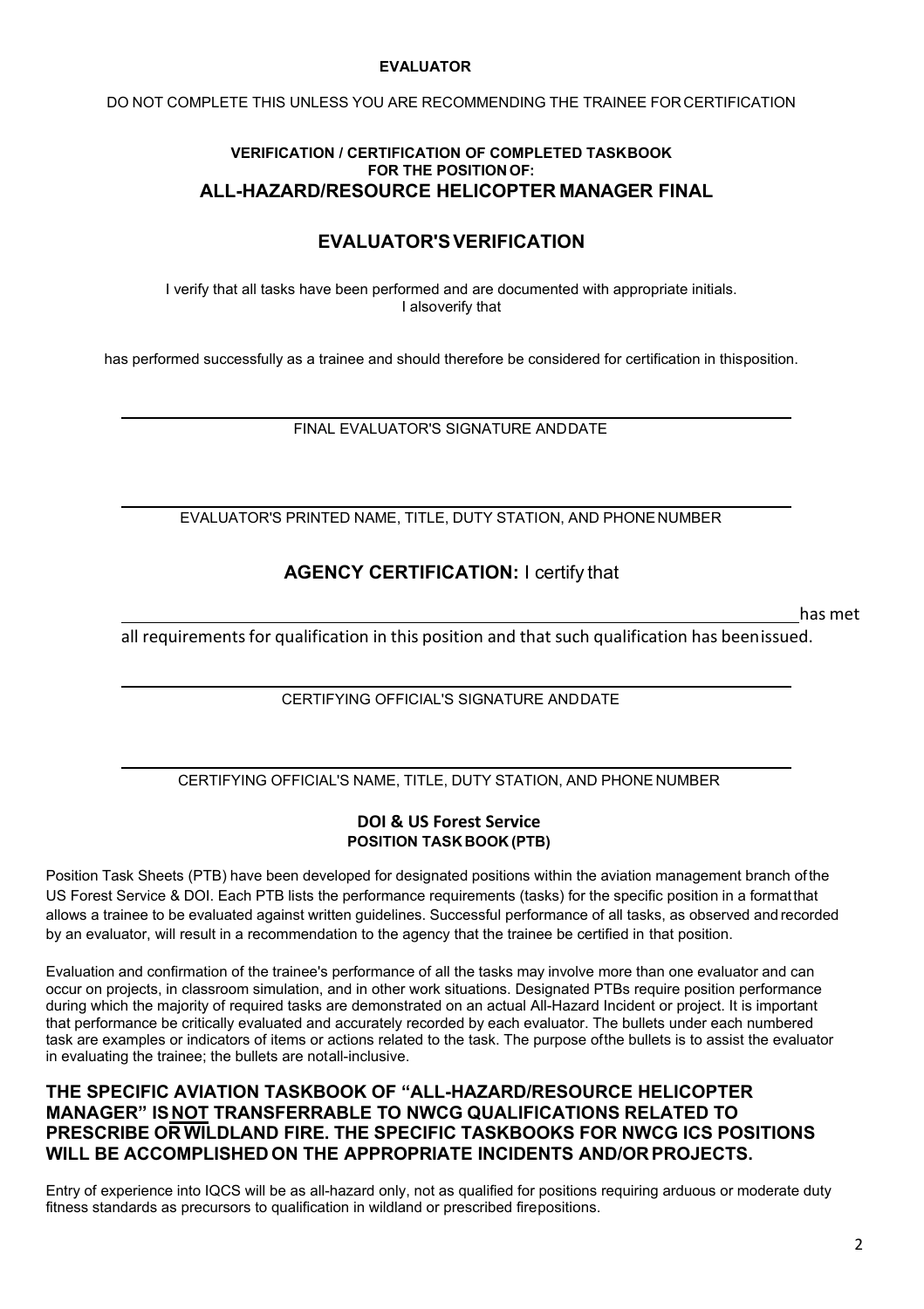**EVALUATOR**

DO NOT COMPLETE THIS UNLESS YOU ARE RECOMMENDING THE TRAINEE FOR CERTIFICATION

**VERIFICATION / CERTIFICATION OF COMPLETED TASKBOOK**
**FOR THE POSITION OF:**
## ALL-HAZARD/RESOURCE HELICOPTER MANAGER FINAL

## EVALUATOR'S VERIFICATION

I verify that all tasks have been performed and are documented with appropriate initials.
I also verify that

has performed successfully as a trainee and should therefore be considered for certification in this position.

_______________________________________________
FINAL EVALUATOR'S SIGNATURE AND DATE

_______________________________________________
EVALUATOR'S PRINTED NAME, TITLE, DUTY STATION, AND PHONE NUMBER

## AGENCY CERTIFICATION: I certify that

_______________________________________________ has met all requirements for qualification in this position and that such qualification has been issued.

_______________________________________________
CERTIFYING OFFICIAL'S SIGNATURE AND DATE

_______________________________________________
CERTIFYING OFFICIAL'S NAME, TITLE, DUTY STATION, AND PHONE NUMBER

**DOI & US Forest Service**
**POSITION TASK BOOK (PTB)**

Position Task Sheets (PTB) have been developed for designated positions within the aviation management branch of the US Forest Service & DOI. Each PTB lists the performance requirements (tasks) for the specific position in a format that allows a trainee to be evaluated against written guidelines. Successful performance of all tasks, as observed and recorded by an evaluator, will result in a recommendation to the agency that the trainee be certified in that position.

Evaluation and confirmation of the trainee's performance of all the tasks may involve more than one evaluator and can occur on projects, in classroom simulation, and in other work situations. Designated PTBs require position performance during which the majority of required tasks are demonstrated on an actual All-Hazard Incident or project. It is important that performance be critically evaluated and accurately recorded by each evaluator. The bullets under each numbered task are examples or indicators of items or actions related to the task. The purpose of the bullets is to assist the evaluator in evaluating the trainee; the bullets are not all-inclusive.

**THE SPECIFIC AVIATION TASKBOOK OF "ALL-HAZARD/RESOURCE HELICOPTER MANAGER" IS NOT TRANSFERRABLE TO NWCG QUALIFICATIONS RELATED TO PRESCRIBE OR WILDLAND FIRE. THE SPECIFIC TASKBOOKS FOR NWCG ICS POSITIONS WILL BE ACCOMPLISHED ON THE APPROPRIATE INCIDENTS AND/OR PROJECTS.**

Entry of experience into IQCS will be as all-hazard only, not as qualified for positions requiring arduous or moderate duty fitness standards as precursors to qualification in wildland or prescribed fire positions.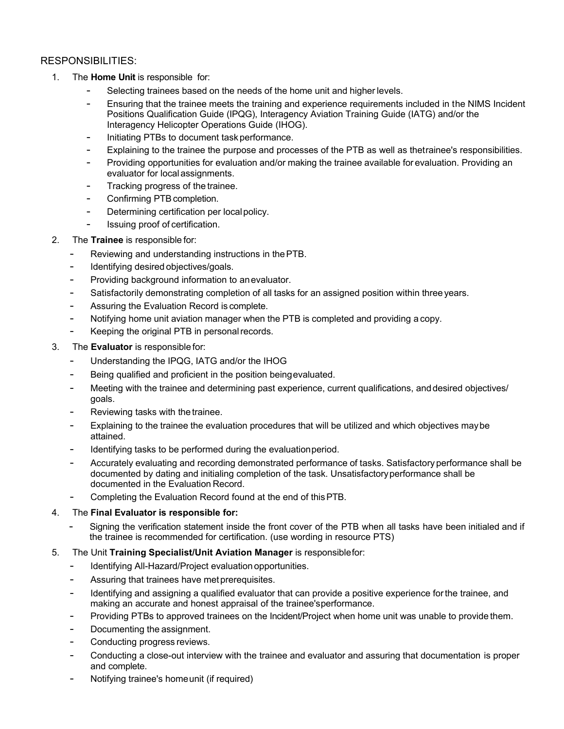RESPONSIBILITIES:

1. The **Home Unit** is responsible for:
   - Selecting trainees based on the needs of the home unit and higher levels.
   - Ensuring that the trainee meets the training and experience requirements included in the NIMS Incident Positions Qualification Guide (IPQG), Interagency Aviation Training Guide (IATG) and/or the Interagency Helicopter Operations Guide (IHOG).
   - Initiating PTBs to document task performance.
   - Explaining to the trainee the purpose and processes of the PTB as well as the trainee's responsibilities.
   - Providing opportunities for evaluation and/or making the trainee available for evaluation. Providing an evaluator for local assignments.
   - Tracking progress of the trainee.
   - Confirming PTB completion.
   - Determining certification per local policy.
   - Issuing proof of certification.
2. The **Trainee** is responsible for:
   - Reviewing and understanding instructions in the PTB.
   - Identifying desired objectives/goals.
   - Providing background information to an evaluator.
   - Satisfactorily demonstrating completion of all tasks for an assigned position within three years.
   - Assuring the Evaluation Record is complete.
   - Notifying home unit aviation manager when the PTB is completed and providing a copy.
   - Keeping the original PTB in personal records.
3. The **Evaluator** is responsible for:
   - Understanding the IPQG, IATG and/or the IHOG
   - Being qualified and proficient in the position being evaluated.
   - Meeting with the trainee and determining past experience, current qualifications, and desired objectives/ goals.
   - Reviewing tasks with the trainee.
   - Explaining to the trainee the evaluation procedures that will be utilized and which objectives may be attained.
   - Identifying tasks to be performed during the evaluation period.
   - Accurately evaluating and recording demonstrated performance of tasks. Satisfactory performance shall be documented by dating and initialing completion of the task. Unsatisfactory performance shall be documented in the Evaluation Record.
   - Completing the Evaluation Record found at the end of this PTB.
4. The **Final Evaluator is responsible for:**
   - Signing the verification statement inside the front cover of the PTB when all tasks have been initialed and if the trainee is recommended for certification. (use wording in resource PTS)
5. The Unit **Training Specialist/Unit Aviation Manager** is responsible for:
   - Identifying All-Hazard/Project evaluation opportunities.
   - Assuring that trainees have met prerequisites.
   - Identifying and assigning a qualified evaluator that can provide a positive experience for the trainee, and making an accurate and honest appraisal of the trainee's performance.
   - Providing PTBs to approved trainees on the Incident/Project when home unit was unable to provide them.
   - Documenting the assignment.
   - Conducting progress reviews.
   - Conducting a close-out interview with the trainee and evaluator and assuring that documentation is proper and complete.
   - Notifying trainee's home unit (if required)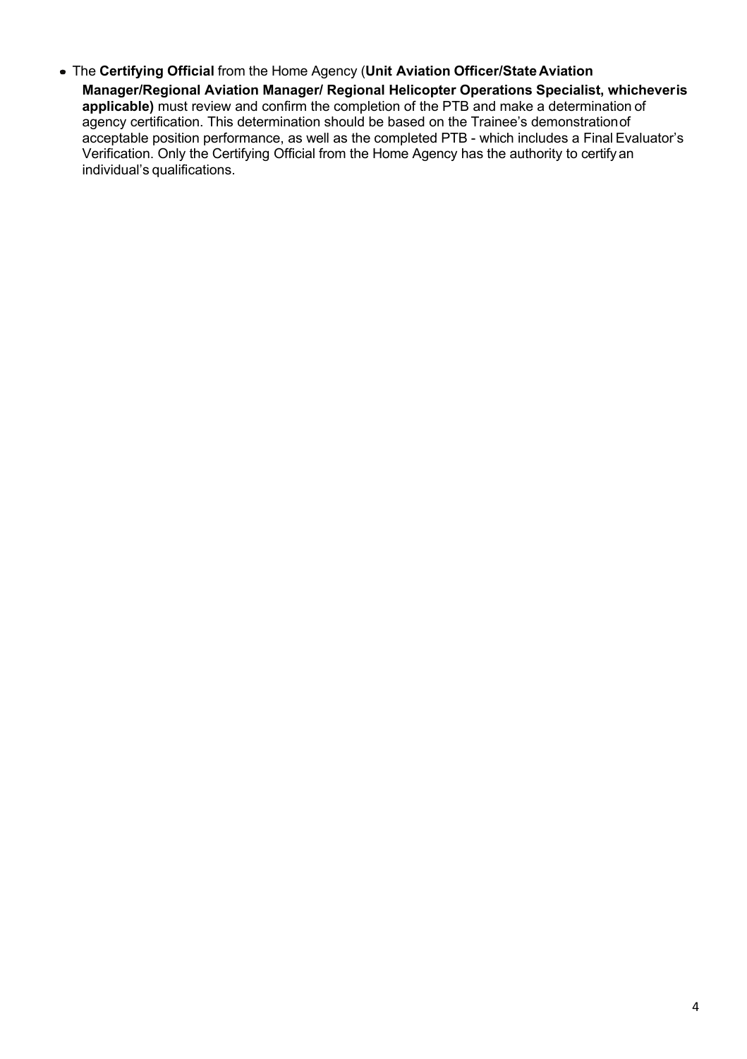- The **Certifying Official** from the Home Agency (**Unit Aviation Officer/State Aviation Manager/Regional Aviation Manager/ Regional Helicopter Operations Specialist, whichever is applicable)** must review and confirm the completion of the PTB and make a determination of agency certification. This determination should be based on the Trainee's demonstration of acceptable position performance, as well as the completed PTB - which includes a Final Evaluator's Verification. Only the Certifying Official from the Home Agency has the authority to certify an individual's qualifications.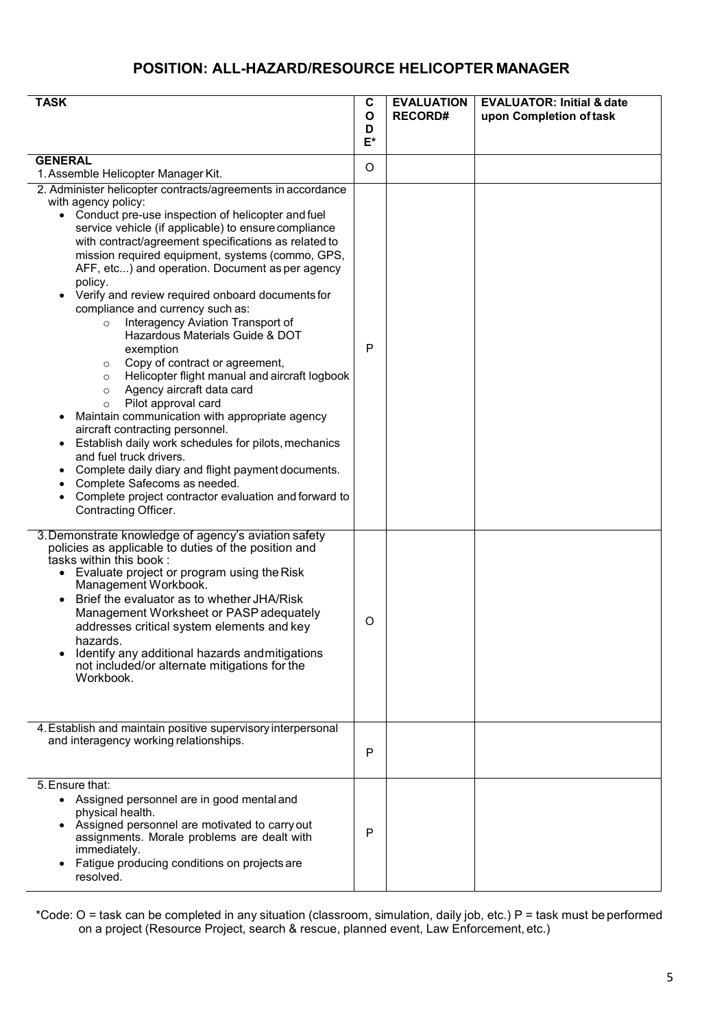## POSITION: ALL-HAZARD/RESOURCE HELICOPTER MANAGER

| TASK | CODE* | EVALUATION RECORD# | EVALUATOR: Initial & date upon Completion of task |
|---|---|---|---|
| **GENERAL**<br>1. Assemble Helicopter Manager Kit. | O | | |
| 2. Administer helicopter contracts/agreements in accordance with agency policy:<br>• Conduct pre-use inspection of helicopter and fuel service vehicle (if applicable) to ensure compliance with contract/agreement specifications as related to mission required equipment, systems (commo, GPS, AFF, etc...) and operation. Document as per agency policy.<br>• Verify and review required onboard documents for compliance and currency such as:<br>○ Interagency Aviation Transport of Hazardous Materials Guide & DOT exemption<br>○ Copy of contract or agreement,<br>○ Helicopter flight manual and aircraft logbook<br>○ Agency aircraft data card<br>○ Pilot approval card<br>• Maintain communication with appropriate agency aircraft contracting personnel.<br>• Establish daily work schedules for pilots, mechanics and fuel truck drivers.<br>• Complete daily diary and flight payment documents.<br>• Complete Safecoms as needed.<br>• Complete project contractor evaluation and forward to Contracting Officer. | P | | |
| 3. Demonstrate knowledge of agency's aviation safety policies as applicable to duties of the position and tasks within this book :<br>• Evaluate project or program using the Risk Management Workbook.<br>• Brief the evaluator as to whether JHA/Risk Management Worksheet or PASP adequately addresses critical system elements and key hazards.<br>• Identify any additional hazards and mitigations not included/or alternate mitigations for the Workbook. | O | | |
| 4. Establish and maintain positive supervisory interpersonal and interagency working relationships. | P | | |
| 5. Ensure that:<br>• Assigned personnel are in good mental and physical health.<br>• Assigned personnel are motivated to carry out assignments. Morale problems are dealt with immediately.<br>• Fatigue producing conditions on projects are resolved. | P | | |

*Code: O = task can be completed in any situation (classroom, simulation, daily job, etc.) P = task must be performed on a project (Resource Project, search & rescue, planned event, Law Enforcement, etc.)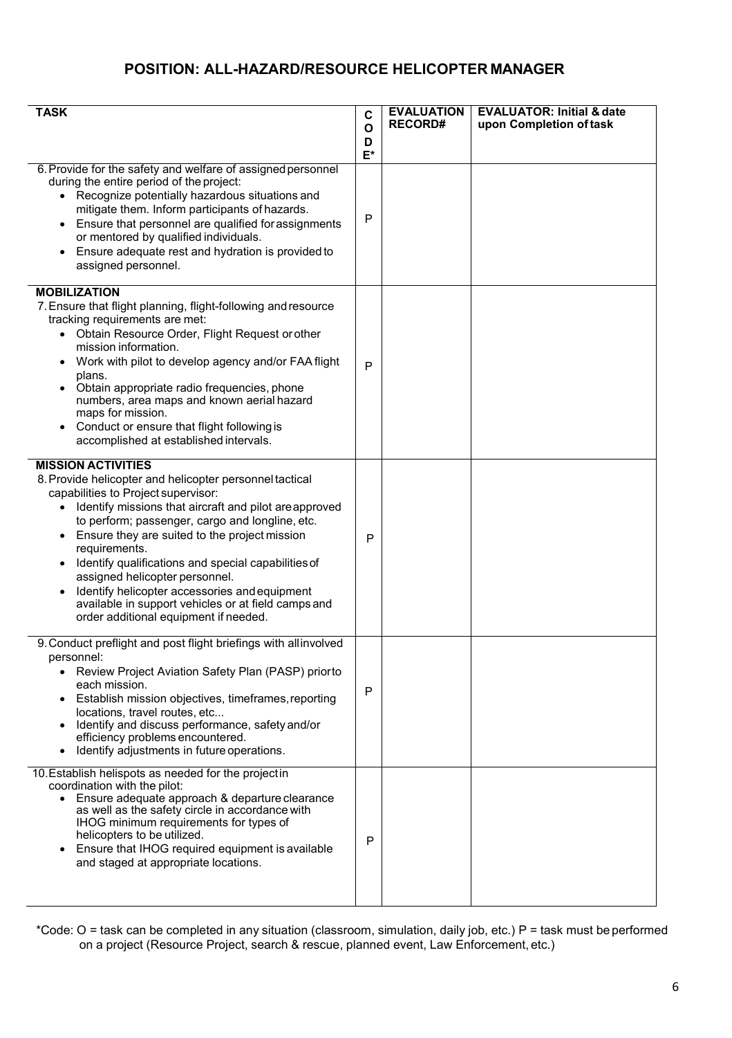## POSITION: ALL-HAZARD/RESOURCE HELICOPTER MANAGER

| TASK | CODE* | EVALUATION RECORD# | EVALUATOR: Initial & date upon Completion of task |
|---|---|---|---|
| 6. Provide for the safety and welfare of assigned personnel during the entire period of the project:<br>• Recognize potentially hazardous situations and mitigate them. Inform participants of hazards.<br>• Ensure that personnel are qualified for assignments or mentored by qualified individuals.<br>• Ensure adequate rest and hydration is provided to assigned personnel. | P | | |
| **MOBILIZATION**<br>7. Ensure that flight planning, flight-following and resource tracking requirements are met:<br>• Obtain Resource Order, Flight Request or other mission information.<br>• Work with pilot to develop agency and/or FAA flight plans.<br>• Obtain appropriate radio frequencies, phone numbers, area maps and known aerial hazard maps for mission.<br>• Conduct or ensure that flight following is accomplished at established intervals. | P | | |
| **MISSION ACTIVITIES**<br>8. Provide helicopter and helicopter personnel tactical capabilities to Project supervisor:<br>• Identify missions that aircraft and pilot are approved to perform; passenger, cargo and longline, etc.<br>• Ensure they are suited to the project mission requirements.<br>• Identify qualifications and special capabilities of assigned helicopter personnel.<br>• Identify helicopter accessories and equipment available in support vehicles or at field camps and order additional equipment if needed. | P | | |
| 9. Conduct preflight and post flight briefings with all involved personnel:<br>• Review Project Aviation Safety Plan (PASP) prior to each mission.<br>• Establish mission objectives, timeframes, reporting locations, travel routes, etc...<br>• Identify and discuss performance, safety and/or efficiency problems encountered.<br>• Identify adjustments in future operations. | P | | |
| 10. Establish helispots as needed for the project in coordination with the pilot:<br>• Ensure adequate approach & departure clearance as well as the safety circle in accordance with IHOG minimum requirements for types of helicopters to be utilized.<br>• Ensure that IHOG required equipment is available and staged at appropriate locations. | P | | |

*Code: O = task can be completed in any situation (classroom, simulation, daily job, etc.) P = task must be performed on a project (Resource Project, search & rescue, planned event, Law Enforcement, etc.)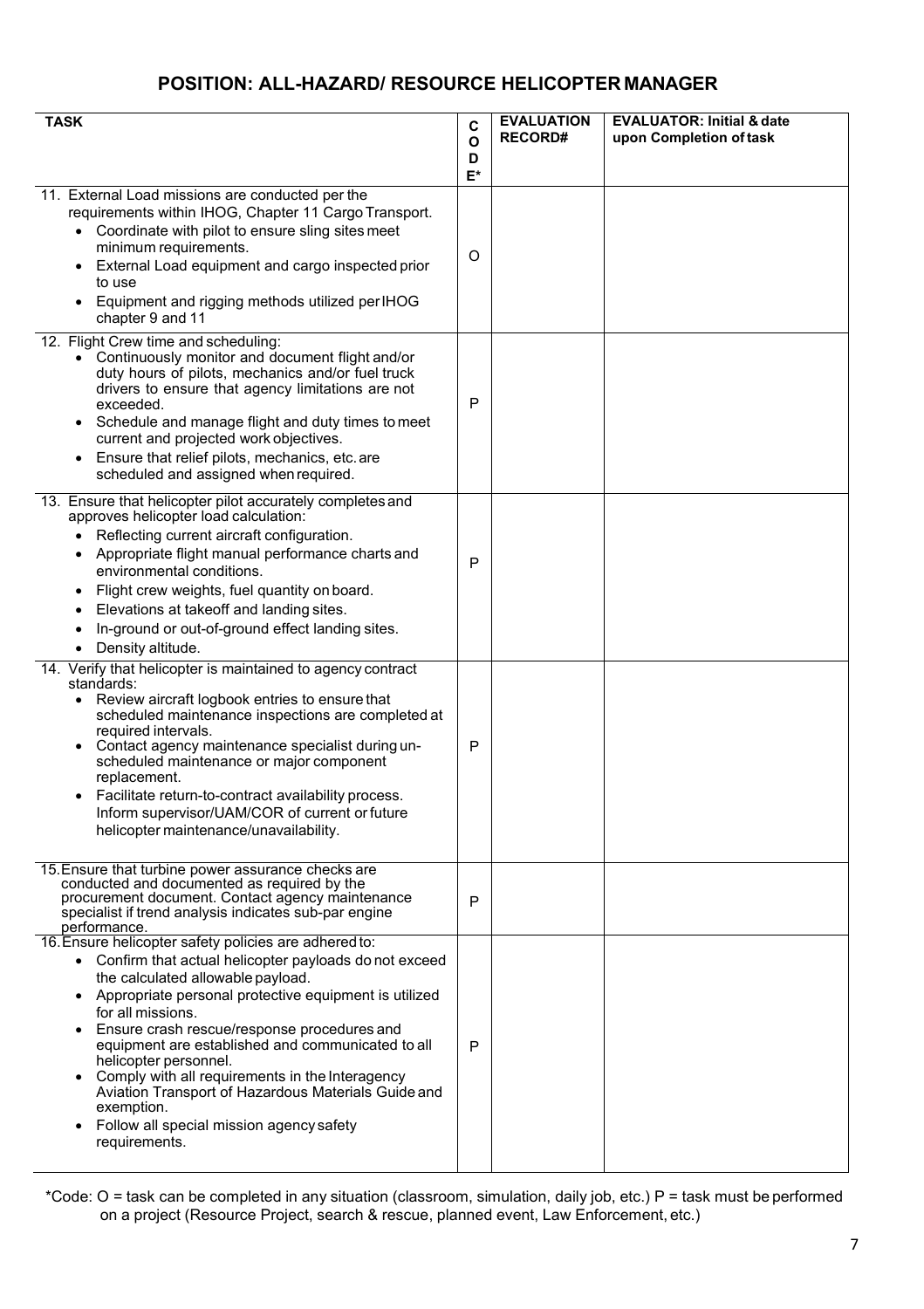## POSITION: ALL-HAZARD/ RESOURCE HELICOPTER MANAGER

| TASK | CODE* | EVALUATION RECORD# | EVALUATOR: Initial & date upon Completion of task |
|---|---|---|---|
| 11. External Load missions are conducted per the requirements within IHOG, Chapter 11 Cargo Transport.<br>• Coordinate with pilot to ensure sling sites meet minimum requirements.<br>• External Load equipment and cargo inspected prior to use<br>• Equipment and rigging methods utilized per IHOG chapter 9 and 11 | O | | |
| 12. Flight Crew time and scheduling:<br>• Continuously monitor and document flight and/or duty hours of pilots, mechanics and/or fuel truck drivers to ensure that agency limitations are not exceeded.<br>• Schedule and manage flight and duty times to meet current and projected work objectives.<br>• Ensure that relief pilots, mechanics, etc. are scheduled and assigned when required. | P | | |
| 13. Ensure that helicopter pilot accurately completes and approves helicopter load calculation:<br>• Reflecting current aircraft configuration.<br>• Appropriate flight manual performance charts and environmental conditions.<br>• Flight crew weights, fuel quantity on board.<br>• Elevations at takeoff and landing sites.<br>• In-ground or out-of-ground effect landing sites.<br>• Density altitude. | P | | |
| 14. Verify that helicopter is maintained to agency contract standards:<br>• Review aircraft logbook entries to ensure that scheduled maintenance inspections are completed at required intervals.<br>• Contact agency maintenance specialist during un-scheduled maintenance or major component replacement.<br>• Facilitate return-to-contract availability process. Inform supervisor/UAM/COR of current or future helicopter maintenance/unavailability. | P | | |
| 15. Ensure that turbine power assurance checks are conducted and documented as required by the procurement document. Contact agency maintenance specialist if trend analysis indicates sub-par engine performance. | P | | |
| 16. Ensure helicopter safety policies are adhered to:<br>• Confirm that actual helicopter payloads do not exceed the calculated allowable payload.<br>• Appropriate personal protective equipment is utilized for all missions.<br>• Ensure crash rescue/response procedures and equipment are established and communicated to all helicopter personnel.<br>• Comply with all requirements in the Interagency Aviation Transport of Hazardous Materials Guide and exemption.<br>• Follow all special mission agency safety requirements. | P | | |

*Code: O = task can be completed in any situation (classroom, simulation, daily job, etc.) P = task must be performed on a project (Resource Project, search & rescue, planned event, Law Enforcement, etc.)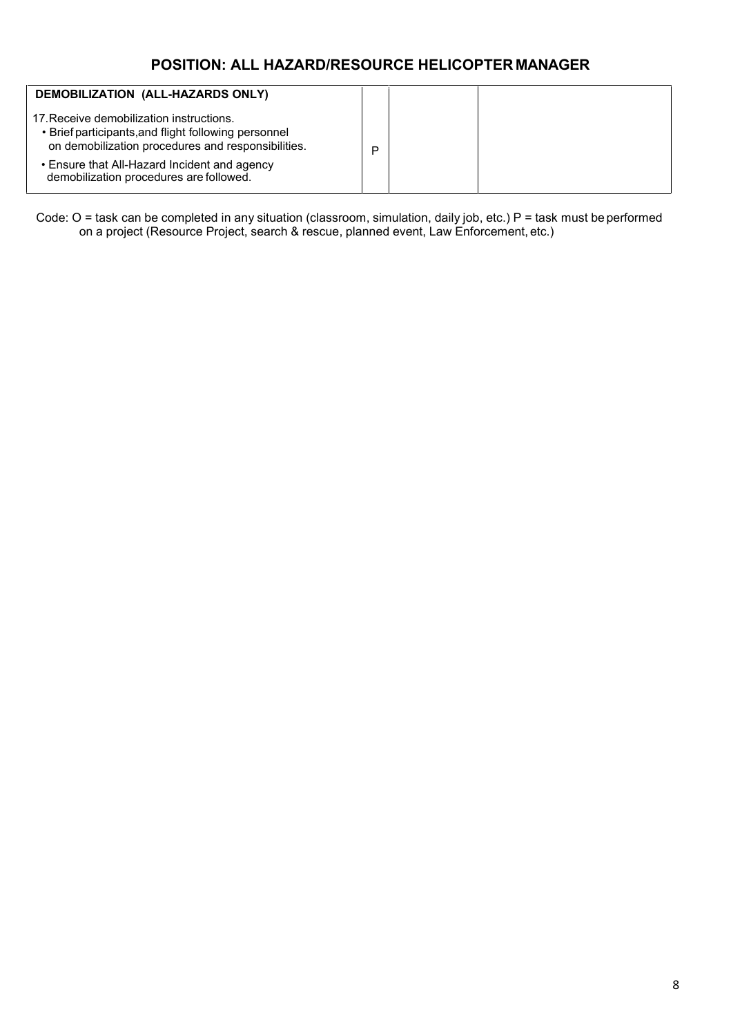## POSITION: ALL HAZARD/RESOURCE HELICOPTER MANAGER

| DEMOBILIZATION (ALL-HAZARDS ONLY) | | | |
|---|---|---|---|
| 17.Receive demobilization instructions.<br>• Brief participants,and flight following personnel on demobilization procedures and responsibilities.<br>• Ensure that All-Hazard Incident and agency demobilization procedures are followed. | P | | |

Code: O = task can be completed in any situation (classroom, simulation, daily job, etc.) P = task must be performed on a project (Resource Project, search & rescue, planned event, Law Enforcement, etc.)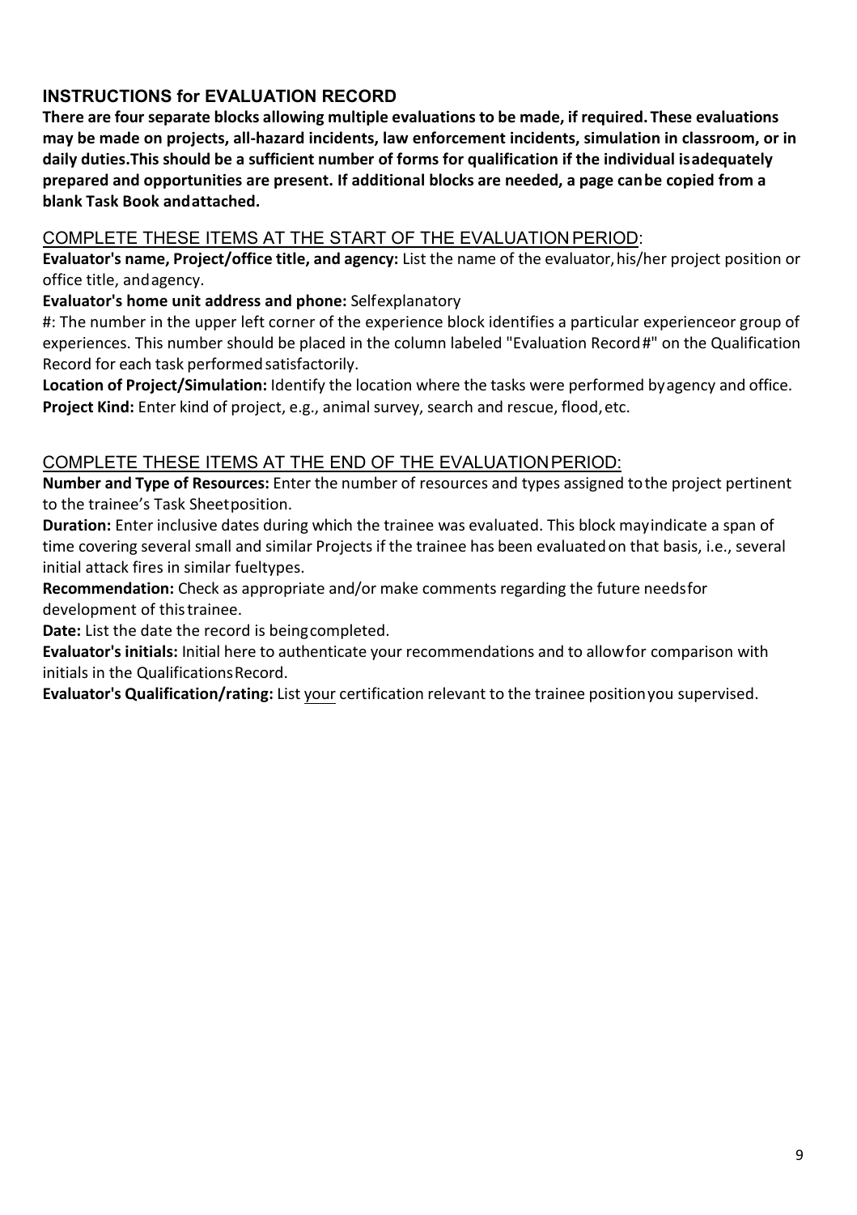## INSTRUCTIONS for EVALUATION RECORD

**There are four separate blocks allowing multiple evaluations to be made, if required. These evaluations may be made on projects, all-hazard incidents, law enforcement incidents, simulation in classroom, or in daily duties. This should be a sufficient number of forms for qualification if the individual is adequately prepared and opportunities are present. If additional blocks are needed, a page can be copied from a blank Task Book and attached.**

### COMPLETE THESE ITEMS AT THE START OF THE EVALUATION PERIOD:

**Evaluator's name, Project/office title, and agency:** List the name of the evaluator, his/her project position or office title, and agency.

**Evaluator's home unit address and phone:** Self explanatory

#: The number in the upper left corner of the experience block identifies a particular experience or group of experiences. This number should be placed in the column labeled "Evaluation Record #" on the Qualification Record for each task performed satisfactorily.

**Location of Project/Simulation:** Identify the location where the tasks were performed by agency and office.

**Project Kind:** Enter kind of project, e.g., animal survey, search and rescue, flood, etc.

### COMPLETE THESE ITEMS AT THE END OF THE EVALUATION PERIOD:

**Number and Type of Resources:** Enter the number of resources and types assigned to the project pertinent to the trainee's Task Sheet position.

**Duration:** Enter inclusive dates during which the trainee was evaluated. This block may indicate a span of time covering several small and similar Projects if the trainee has been evaluated on that basis, i.e., several initial attack fires in similar fuel types.

**Recommendation:** Check as appropriate and/or make comments regarding the future needs for development of this trainee.

**Date:** List the date the record is being completed.

**Evaluator's initials:** Initial here to authenticate your recommendations and to allow for comparison with initials in the Qualifications Record.

**Evaluator's Qualification/rating:** List your certification relevant to the trainee position you supervised.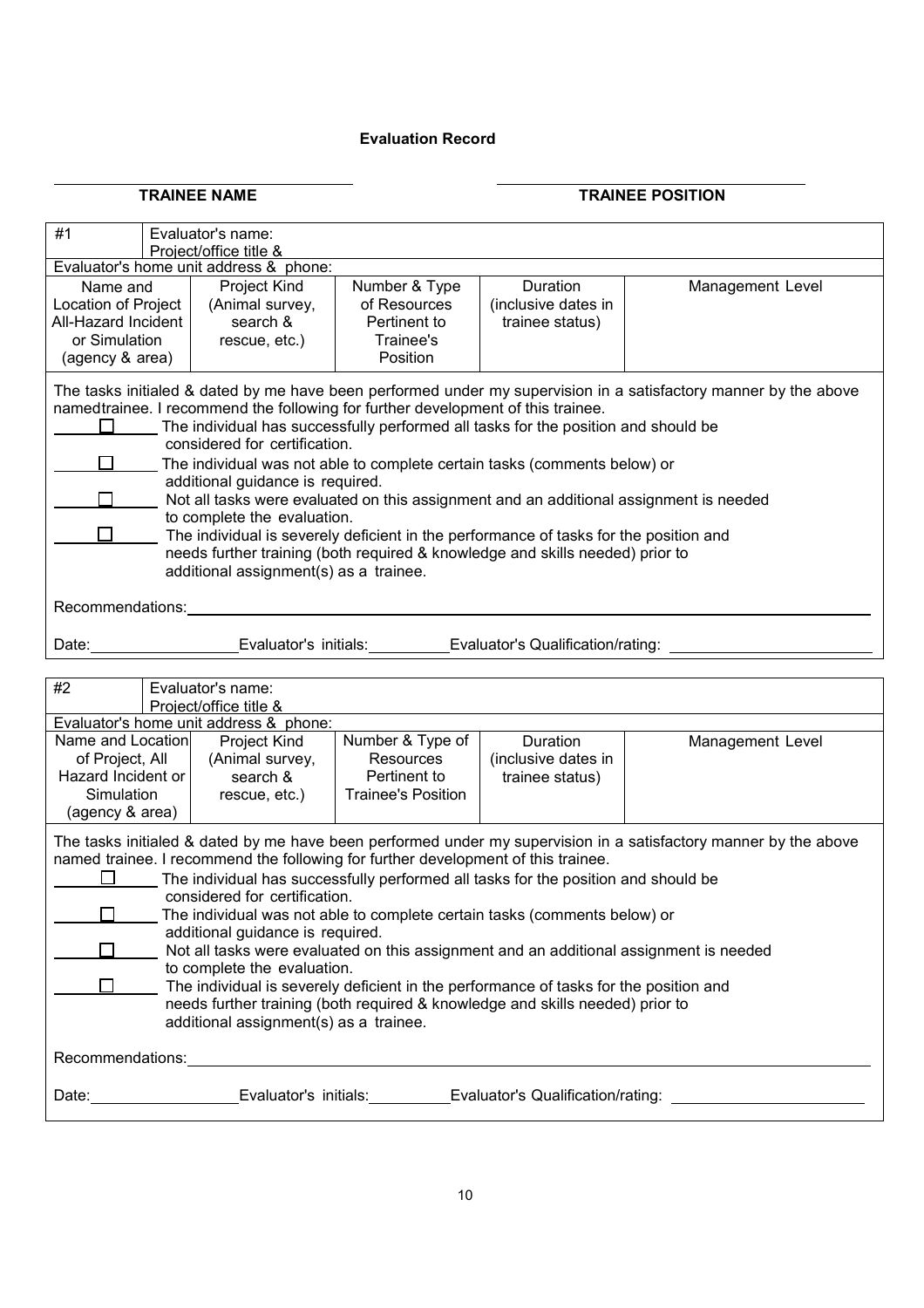**Evaluation Record**

| TRAINEE NAME | TRAINEE POSITION |
|---|---|
| | |

| #1 | Evaluator's name: Project/office title & | | | |
|---|---|---|---|---|
| Evaluator's home unit address & phone: | | | | |
| Name and Location of Project All-Hazard Incident or Simulation (agency & area) | Project Kind (Animal survey, search & rescue, etc.) | Number & Type of Resources Pertinent to Trainee's Position | Duration (inclusive dates in trainee status) | Management Level |
| | | | | |

The tasks initialed & dated by me have been performed under my supervision in a satisfactory manner by the above namedtrainee. I recommend the following for further development of this trainee.

- ____☐____ The individual has successfully performed all tasks for the position and should be considered for certification.
- ____☐____ The individual was not able to complete certain tasks (comments below) or additional guidance is required.
- ____☐____ Not all tasks were evaluated on this assignment and an additional assignment is needed to complete the evaluation.
- ____☐____ The individual is severely deficient in the performance of tasks for the position and needs further training (both required & knowledge and skills needed) prior to additional assignment(s) as a trainee.

Recommendations: ______________________________________________

Date: ______________ Evaluator's initials: __________ Evaluator's Qualification/rating: ______________

| #2 | Evaluator's name: Project/office title & | | | |
|---|---|---|---|---|
| Evaluator's home unit address & phone: | | | | |
| Name and Location of Project, All Hazard Incident or Simulation (agency & area) | Project Kind (Animal survey, search & rescue, etc.) | Number & Type of Resources Pertinent to Trainee's Position | Duration (inclusive dates in trainee status) | Management Level |
| | | | | |

The tasks initialed & dated by me have been performed under my supervision in a satisfactory manner by the above named trainee. I recommend the following for further development of this trainee.

- ____☐____ The individual has successfully performed all tasks for the position and should be considered for certification.
- ____☐____ The individual was not able to complete certain tasks (comments below) or additional guidance is required.
- ____☐____ Not all tasks were evaluated on this assignment and an additional assignment is needed to complete the evaluation.
- ____☐____ The individual is severely deficient in the performance of tasks for the position and needs further training (both required & knowledge and skills needed) prior to additional assignment(s) as a trainee.

Recommendations: ______________________________________________

Date: ______________ Evaluator's initials: __________ Evaluator's Qualification/rating: ______________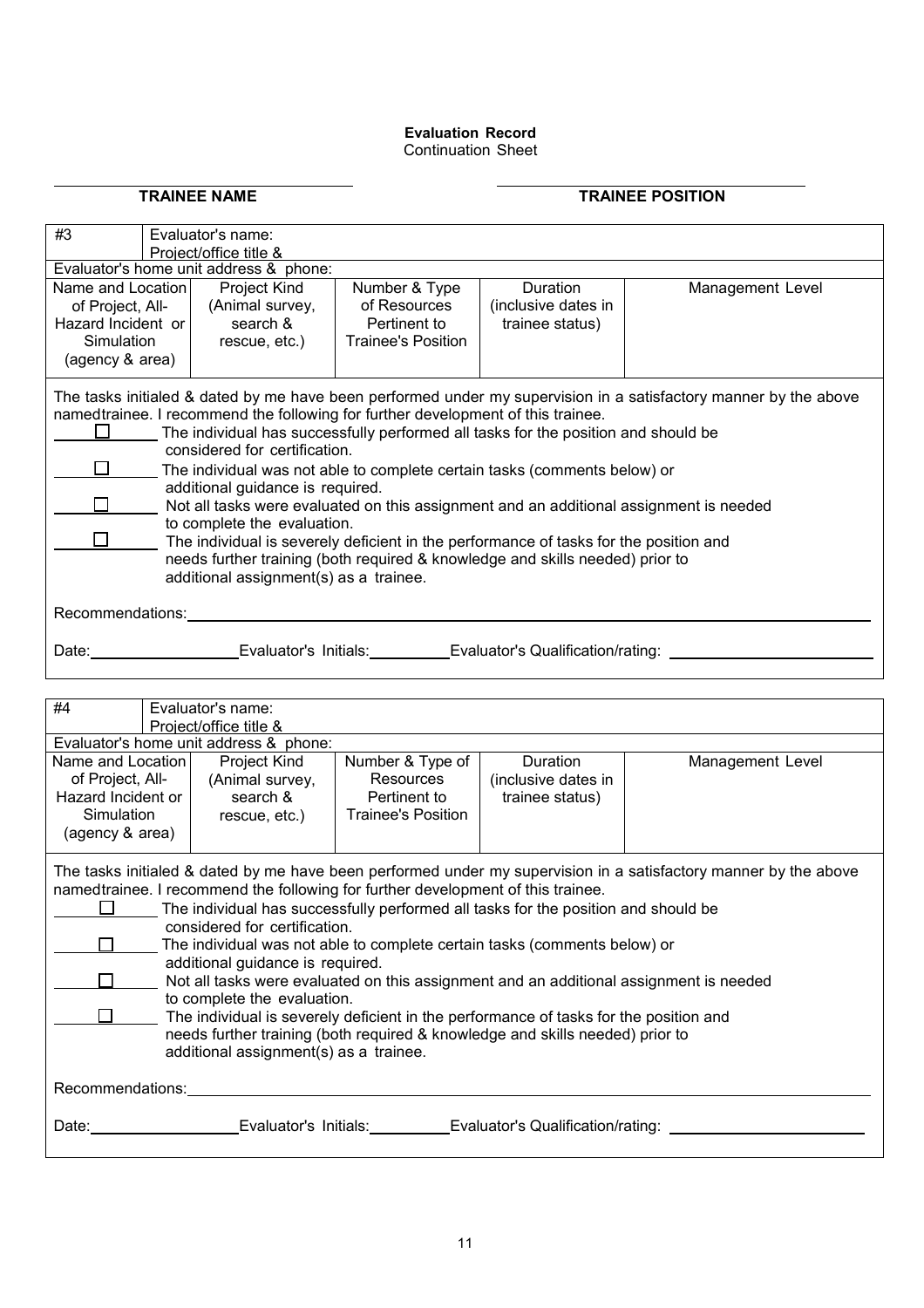**Evaluation Record**
Continuation Sheet

**TRAINEE NAME** | **TRAINEE POSITION**

| #3 | Evaluator's name: Project/office title & | | | |
|---|---|---|---|---|
| Evaluator's home unit address & phone: | | | | |
| Name and Location of Project, All-Hazard Incident or Simulation (agency & area) | Project Kind (Animal survey, search & rescue, etc.) | Number & Type of Resources Pertinent to Trainee's Position | Duration (inclusive dates in trainee status) | Management Level |
| | | | | |

The tasks initialed & dated by me have been performed under my supervision in a satisfactory manner by the above namedtrainee. I recommend the following for further development of this trainee.

- ☐ ______ The individual has successfully performed all tasks for the position and should be considered for certification.
- ☐ ______ The individual was not able to complete certain tasks (comments below) or additional guidance is required.
- ☐ ______ Not all tasks were evaluated on this assignment and an additional assignment is needed to complete the evaluation.
- ☐ ______ The individual is severely deficient in the performance of tasks for the position and needs further training (both required & knowledge and skills needed) prior to additional assignment(s) as a trainee.

Recommendations: ____________________

Date: __________ Evaluator's Initials: __________ Evaluator's Qualification/rating: __________

| #4 | Evaluator's name: Project/office title & | | | |
|---|---|---|---|---|
| Evaluator's home unit address & phone: | | | | |
| Name and Location of Project, All-Hazard Incident or Simulation (agency & area) | Project Kind (Animal survey, search & rescue, etc.) | Number & Type of Resources Pertinent to Trainee's Position | Duration (inclusive dates in trainee status) | Management Level |
| | | | | |

The tasks initialed & dated by me have been performed under my supervision in a satisfactory manner by the above namedtrainee. I recommend the following for further development of this trainee.

- ☐ ______ The individual has successfully performed all tasks for the position and should be considered for certification.
- ☐ ______ The individual was not able to complete certain tasks (comments below) or additional guidance is required.
- ☐ ______ Not all tasks were evaluated on this assignment and an additional assignment is needed to complete the evaluation.
- ☐ ______ The individual is severely deficient in the performance of tasks for the position and needs further training (both required & knowledge and skills needed) prior to additional assignment(s) as a trainee.

Recommendations: ____________________

Date: __________ Evaluator's Initials: __________ Evaluator's Qualification/rating: __________